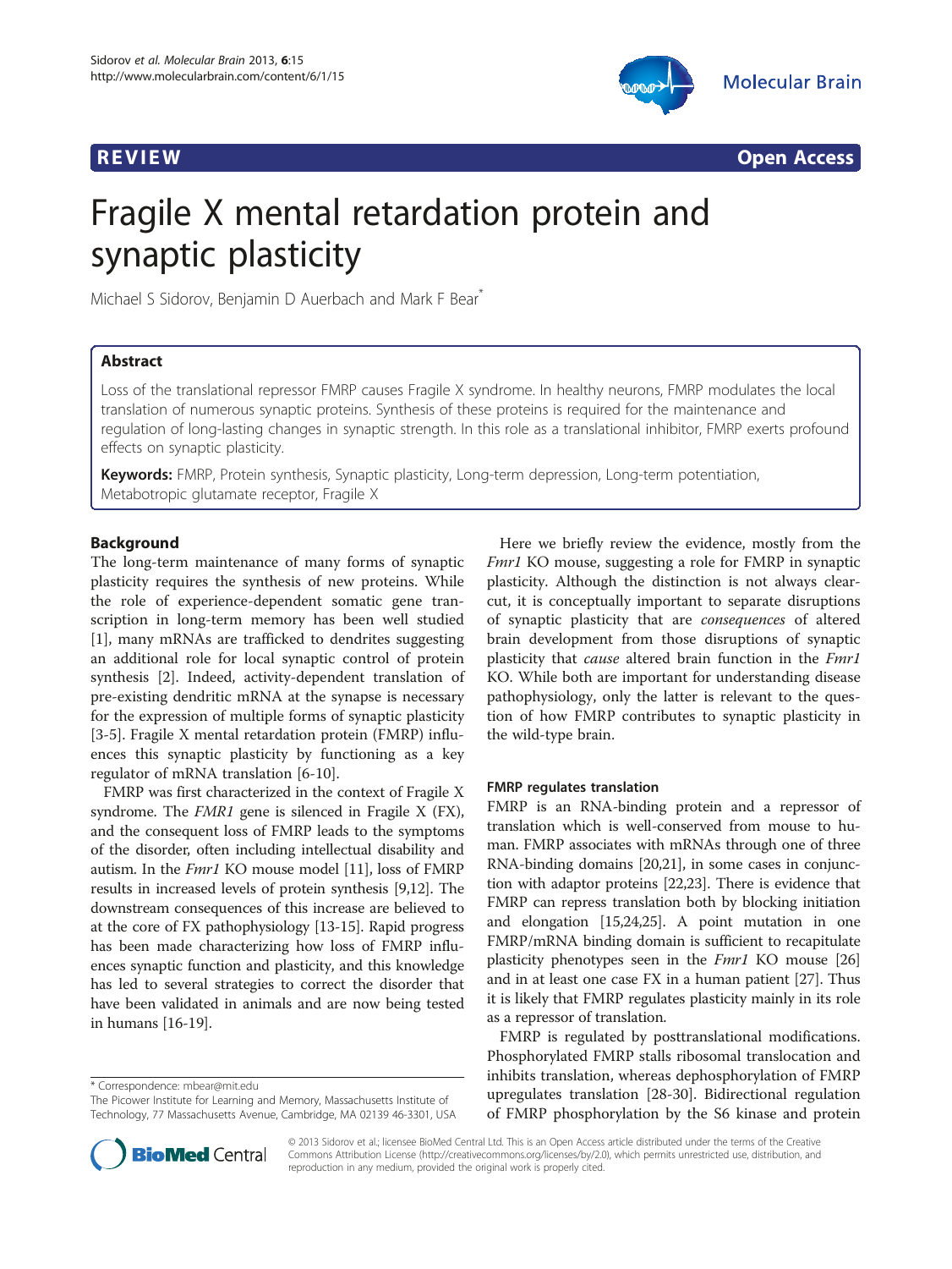REVIEW Open Access

# Fragile X mental retardation protein and synaptic plasticity

Michael S Sidorov, Benjamin D Auerbach and Mark F Bear*

## Abstract

Loss of the translational repressor FMRP causes Fragile X syndrome. In healthy neurons, FMRP modulates the local translation of numerous synaptic proteins. Synthesis of these proteins is required for the maintenance and regulation of long-lasting changes in synaptic strength. In this role as a translational inhibitor, FMRP exerts profound effects on synaptic plasticity.

**Keywords:** FMRP, Protein synthesis, Synaptic plasticity, Long-term depression, Long-term potentiation, Metabotropic glutamate receptor, Fragile X

## Background

The long-term maintenance of many forms of synaptic plasticity requires the synthesis of new proteins. While the role of experience-dependent somatic gene transcription in long-term memory has been well studied [1], many mRNAs are trafficked to dendrites suggesting an additional role for local synaptic control of protein synthesis [2]. Indeed, activity-dependent translation of pre-existing dendritic mRNA at the synapse is necessary for the expression of multiple forms of synaptic plasticity [3-5]. Fragile X mental retardation protein (FMRP) influences this synaptic plasticity by functioning as a key regulator of mRNA translation [6-10].

FMRP was first characterized in the context of Fragile X syndrome. The *FMR1* gene is silenced in Fragile X (FX), and the consequent loss of FMRP leads to the symptoms of the disorder, often including intellectual disability and autism. In the *Fmr1* KO mouse model [11], loss of FMRP results in increased levels of protein synthesis [9,12]. The downstream consequences of this increase are believed to at the core of FX pathophysiology [13-15]. Rapid progress has been made characterizing how loss of FMRP influences synaptic function and plasticity, and this knowledge has led to several strategies to correct the disorder that have been validated in animals and are now being tested in humans [16-19].

Here we briefly review the evidence, mostly from the *Fmr1* KO mouse, suggesting a role for FMRP in synaptic plasticity. Although the distinction is not always clear-cut, it is conceptually important to separate disruptions of synaptic plasticity that are *consequences* of altered brain development from those disruptions of synaptic plasticity that *cause* altered brain function in the *Fmr1* KO. While both are important for understanding disease pathophysiology, only the latter is relevant to the question of how FMRP contributes to synaptic plasticity in the wild-type brain.

### FMRP regulates translation

FMRP is an RNA-binding protein and a repressor of translation which is well-conserved from mouse to human. FMRP associates with mRNAs through one of three RNA-binding domains [20,21], in some cases in conjunction with adaptor proteins [22,23]. There is evidence that FMRP can repress translation both by blocking initiation and elongation [15,24,25]. A point mutation in one FMRP/mRNA binding domain is sufficient to recapitulate plasticity phenotypes seen in the *Fmr1* KO mouse [26] and in at least one case FX in a human patient [27]. Thus it is likely that FMRP regulates plasticity mainly in its role as a repressor of translation.

FMRP is regulated by posttranslational modifications. Phosphorylated FMRP stalls ribosomal translocation and inhibits translation, whereas dephosphorylation of FMRP upregulates translation [28-30]. Bidirectional regulation of FMRP phosphorylation by the S6 kinase and protein

\* Correspondence: mbear@mit.edu
The Picower Institute for Learning and Memory, Massachusetts Institute of Technology, 77 Massachusetts Avenue, Cambridge, MA 02139 46-3301, USA

© 2013 Sidorov et al.; licensee BioMed Central Ltd. This is an Open Access article distributed under the terms of the Creative Commons Attribution License (http://creativecommons.org/licenses/by/2.0), which permits unrestricted use, distribution, and reproduction in any medium, provided the original work is properly cited.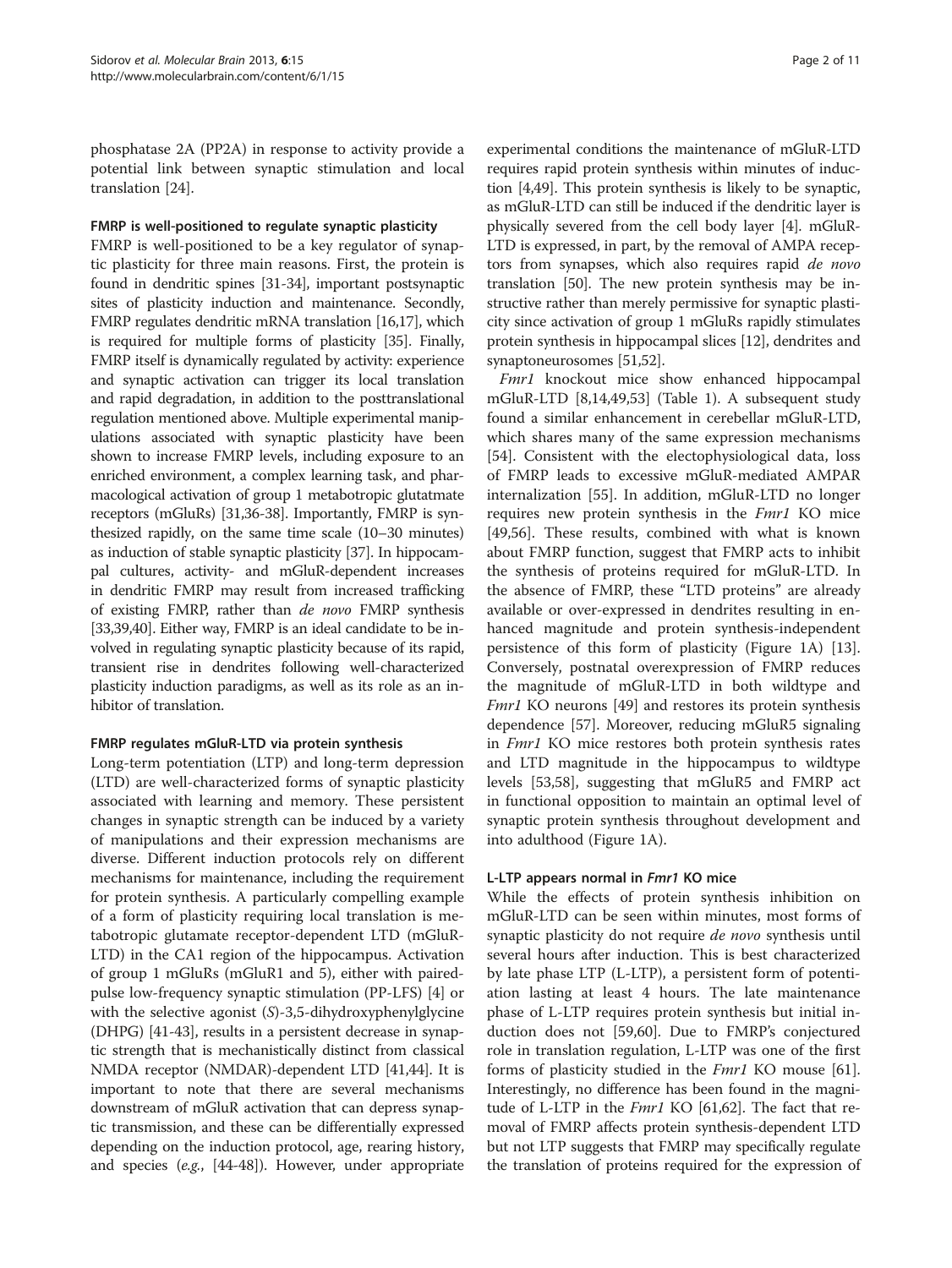phosphatase 2A (PP2A) in response to activity provide a potential link between synaptic stimulation and local translation [24].

### FMRP is well-positioned to regulate synaptic plasticity

FMRP is well-positioned to be a key regulator of synaptic plasticity for three main reasons. First, the protein is found in dendritic spines [31-34], important postsynaptic sites of plasticity induction and maintenance. Secondly, FMRP regulates dendritic mRNA translation [16,17], which is required for multiple forms of plasticity [35]. Finally, FMRP itself is dynamically regulated by activity: experience and synaptic activation can trigger its local translation and rapid degradation, in addition to the posttranslational regulation mentioned above. Multiple experimental manipulations associated with synaptic plasticity have been shown to increase FMRP levels, including exposure to an enriched environment, a complex learning task, and pharmacological activation of group 1 metabotropic glutatmate receptors (mGluRs) [31,36-38]. Importantly, FMRP is synthesized rapidly, on the same time scale (10–30 minutes) as induction of stable synaptic plasticity [37]. In hippocampal cultures, activity- and mGluR-dependent increases in dendritic FMRP may result from increased trafficking of existing FMRP, rather than *de novo* FMRP synthesis [33,39,40]. Either way, FMRP is an ideal candidate to be involved in regulating synaptic plasticity because of its rapid, transient rise in dendrites following well-characterized plasticity induction paradigms, as well as its role as an inhibitor of translation.

### FMRP regulates mGluR-LTD via protein synthesis

Long-term potentiation (LTP) and long-term depression (LTD) are well-characterized forms of synaptic plasticity associated with learning and memory. These persistent changes in synaptic strength can be induced by a variety of manipulations and their expression mechanisms are diverse. Different induction protocols rely on different mechanisms for maintenance, including the requirement for protein synthesis. A particularly compelling example of a form of plasticity requiring local translation is metabotropic glutamate receptor-dependent LTD (mGluR-LTD) in the CA1 region of the hippocampus. Activation of group 1 mGluRs (mGluR1 and 5), either with paired-pulse low-frequency synaptic stimulation (PP-LFS) [4] or with the selective agonist (*S*)-3,5-dihydroxyphenylglycine (DHPG) [41-43], results in a persistent decrease in synaptic strength that is mechanistically distinct from classical NMDA receptor (NMDAR)-dependent LTD [41,44]. It is important to note that there are several mechanisms downstream of mGluR activation that can depress synaptic transmission, and these can be differentially expressed depending on the induction protocol, age, rearing history, and species (*e.g.*, [44-48]). However, under appropriate experimental conditions the maintenance of mGluR-LTD requires rapid protein synthesis within minutes of induction [4,49]. This protein synthesis is likely to be synaptic, as mGluR-LTD can still be induced if the dendritic layer is physically severed from the cell body layer [4]. mGluR-LTD is expressed, in part, by the removal of AMPA receptors from synapses, which also requires rapid *de novo* translation [50]. The new protein synthesis may be instructive rather than merely permissive for synaptic plasticity since activation of group 1 mGluRs rapidly stimulates protein synthesis in hippocampal slices [12], dendrites and synaptoneurosomes [51,52].

*Fmr1* knockout mice show enhanced hippocampal mGluR-LTD [8,14,49,53] (Table 1). A subsequent study found a similar enhancement in cerebellar mGluR-LTD, which shares many of the same expression mechanisms [54]. Consistent with the electophysiological data, loss of FMRP leads to excessive mGluR-mediated AMPAR internalization [55]. In addition, mGluR-LTD no longer requires new protein synthesis in the *Fmr1* KO mice [49,56]. These results, combined with what is known about FMRP function, suggest that FMRP acts to inhibit the synthesis of proteins required for mGluR-LTD. In the absence of FMRP, these "LTD proteins" are already available or over-expressed in dendrites resulting in enhanced magnitude and protein synthesis-independent persistence of this form of plasticity (Figure 1A) [13]. Conversely, postnatal overexpression of FMRP reduces the magnitude of mGluR-LTD in both wildtype and *Fmr1* KO neurons [49] and restores its protein synthesis dependence [57]. Moreover, reducing mGluR5 signaling in *Fmr1* KO mice restores both protein synthesis rates and LTD magnitude in the hippocampus to wildtype levels [53,58], suggesting that mGluR5 and FMRP act in functional opposition to maintain an optimal level of synaptic protein synthesis throughout development and into adulthood (Figure 1A).

### L-LTP appears normal in *Fmr1* KO mice

While the effects of protein synthesis inhibition on mGluR-LTD can be seen within minutes, most forms of synaptic plasticity do not require *de novo* synthesis until several hours after induction. This is best characterized by late phase LTP (L-LTP), a persistent form of potentiation lasting at least 4 hours. The late maintenance phase of L-LTP requires protein synthesis but initial induction does not [59,60]. Due to FMRP's conjectured role in translation regulation, L-LTP was one of the first forms of plasticity studied in the *Fmr1* KO mouse [61]. Interestingly, no difference has been found in the magnitude of L-LTP in the *Fmr1* KO [61,62]. The fact that removal of FMRP affects protein synthesis-dependent LTD but not LTP suggests that FMRP may specifically regulate the translation of proteins required for the expression of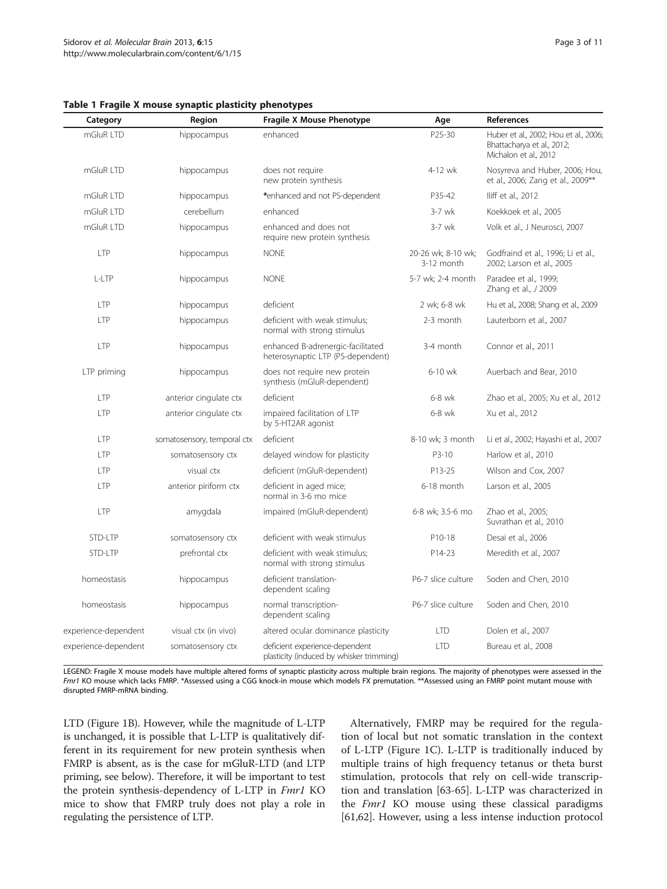**Table 1 Fragile X mouse synaptic plasticity phenotypes**

| Category | Region | Fragile X Mouse Phenotype | Age | References |
|---|---|---|---|---|
| mGluR LTD | hippocampus | enhanced | P25-30 | Huber et al., 2002; Hou et al., 2006; Bhattacharya et al., 2012; Michalon et al., 2012 |
| mGluR LTD | hippocampus | does not require new protein synthesis | 4-12 wk | Nosyreva and Huber, 2006; Hou, et al., 2006; Zang et al., 2009** |
| mGluR LTD | hippocampus | *enhanced and not PS-dependent | P35-42 | Iliff et al., 2012 |
| mGluR LTD | cerebellum | enhanced | 3-7 wk | Koekkoek et al., 2005 |
| mGluR LTD | hippocampus | enhanced and does not require new protein synthesis | 3-7 wk | Volk et al., J Neurosci, 2007 |
| LTP | hippocampus | NONE | 20-26 wk; 8-10 wk; 3-12 month | Godfraind et al., 1996; Li et al., 2002; Larson et al., 2005 |
| L-LTP | hippocampus | NONE | 5-7 wk; 2-4 month | Paradee et al., 1999; Zhang et al., *J* 2009 |
| LTP | hippocampus | deficient | 2 wk; 6-8 wk | Hu et al., 2008; Shang et al., 2009 |
| LTP | hippocampus | deficient with weak stimulus; normal with strong stimulus | 2-3 month | Lauterborn et al., 2007 |
| LTP | hippocampus | enhanced B-adrenergic-facilitated heterosynaptic LTP (PS-dependent) | 3-4 month | Connor et al., 2011 |
| LTP priming | hippocampus | does not require new protein synthesis (mGluR-dependent) | 6-10 wk | Auerbach and Bear, 2010 |
| LTP | anterior cingulate ctx | deficient | 6-8 wk | Zhao et al., 2005; Xu et al., 2012 |
| LTP | anterior cingulate ctx | impaired facilitation of LTP by 5-HT2AR agonist | 6-8 wk | Xu et al., 2012 |
| LTP | somatosensory, temporal ctx | deficient | 8-10 wk; 3 month | Li et al., 2002; Hayashi et al., 2007 |
| LTP | somatosensory ctx | delayed window for plasticity | P3-10 | Harlow et al., 2010 |
| LTP | visual ctx | deficient (mGluR-dependent) | P13-25 | Wilson and Cox, 2007 |
| LTP | anterior piriform ctx | deficient in aged mice; normal in 3-6 mo mice | 6-18 month | Larson et al., 2005 |
| LTP | amygdala | impaired (mGluR-dependent) | 6-8 wk; 3.5-6 mo | Zhao et al., 2005; Suvrathan et al., 2010 |
| STD-LTP | somatosensory ctx | deficient with weak stimulus | P10-18 | Desai et al., 2006 |
| STD-LTP | prefrontal ctx | deficient with weak stimulus; normal with strong stimulus | P14-23 | Meredith et al., 2007 |
| homeostasis | hippocampus | deficient translation-dependent scaling | P6-7 slice culture | Soden and Chen, 2010 |
| homeostasis | hippocampus | normal transcription-dependent scaling | P6-7 slice culture | Soden and Chen, 2010 |
| experience-dependent | visual ctx (in vivo) | altered ocular dominance plasticity | LTD | Dolen et al., 2007 |
| experience-dependent | somatosensory ctx | deficient experience-dependent plasticity (induced by whisker trimming) | LTD | Bureau et al., 2008 |

LEGEND: Fragile X mouse models have multiple altered forms of synaptic plasticity across multiple brain regions. The majority of phenotypes were assessed in the *Fmr1* KO mouse which lacks FMRP. *Assessed using a CGG knock-in mouse which models FX premutation. **Assessed using an FMRP point mutant mouse with disrupted FMRP-mRNA binding.

LTD (Figure 1B). However, while the magnitude of L-LTP is unchanged, it is possible that L-LTP is qualitatively different in its requirement for new protein synthesis when FMRP is absent, as is the case for mGluR-LTD (and LTP priming, see below). Therefore, it will be important to test the protein synthesis-dependency of L-LTP in *Fmr1* KO mice to show that FMRP truly does not play a role in regulating the persistence of LTP.

Alternatively, FMRP may be required for the regulation of local but not somatic translation in the context of L-LTP (Figure 1C). L-LTP is traditionally induced by multiple trains of high frequency tetanus or theta burst stimulation, protocols that rely on cell-wide transcription and translation [63-65]. L-LTP was characterized in the *Fmr1* KO mouse using these classical paradigms [61,62]. However, using a less intense induction protocol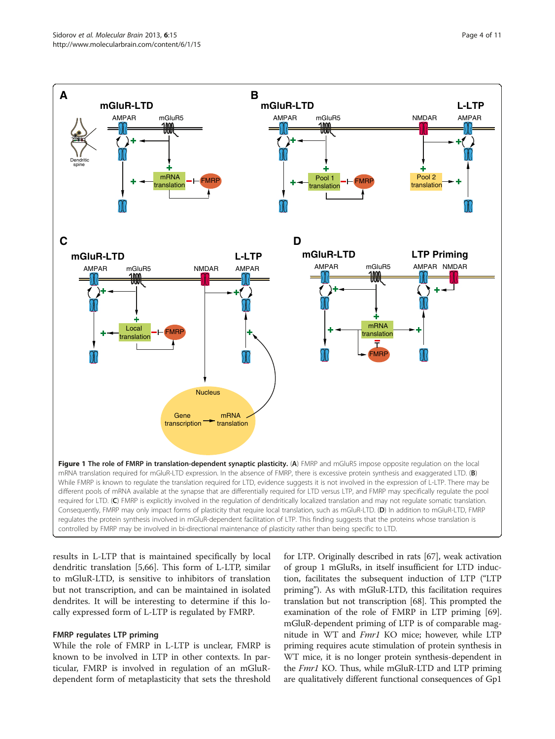**Figure 1 The role of FMRP in translation-dependent synaptic plasticity.** (**A**) FMRP and mGluR5 impose opposite regulation on the local mRNA translation required for mGluR-LTD expression. In the absence of FMRP, there is excessive protein synthesis and exaggerated LTD. (**B**) While FMRP is known to regulate the translation required for LTD, evidence suggests it is not involved in the expression of L-LTP. There may be different pools of mRNA available at the synapse that are differentially required for LTD versus LTP, and FMRP may specifically regulate the pool required for LTD. (**C**) FMRP is explicitly involved in the regulation of dendritically localized translation and may not regulate somatic translation. Consequently, FMRP may only impact forms of plasticity that require local translation, such as mGluR-LTD. (**D**) In addition to mGluR-LTD, FMRP regulates the protein synthesis involved in mGluR-dependent facilitation of LTP. This finding suggests that the proteins whose translation is controlled by FMRP may be involved in bi-directional maintenance of plasticity rather than being specific to LTD.

results in L-LTP that is maintained specifically by local dendritic translation [5,66]. This form of L-LTP, similar to mGluR-LTD, is sensitive to inhibitors of translation but not transcription, and can be maintained in isolated dendrites. It will be interesting to determine if this locally expressed form of L-LTP is regulated by FMRP.

### FMRP regulates LTP priming

While the role of FMRP in L-LTP is unclear, FMRP is known to be involved in LTP in other contexts. In particular, FMRP is involved in regulation of an mGluR-dependent form of metaplasticity that sets the threshold for LTP. Originally described in rats [67], weak activation of group 1 mGluRs, in itself insufficient for LTD induction, facilitates the subsequent induction of LTP ("LTP priming"). As with mGluR-LTD, this facilitation requires translation but not transcription [68]. This prompted the examination of the role of FMRP in LTP priming [69]. mGluR-dependent priming of LTP is of comparable magnitude in WT and *Fmr1* KO mice; however, while LTP priming requires acute stimulation of protein synthesis in WT mice, it is no longer protein synthesis-dependent in the *Fmr1* KO. Thus, while mGluR-LTD and LTP priming are qualitatively different functional consequences of Gp1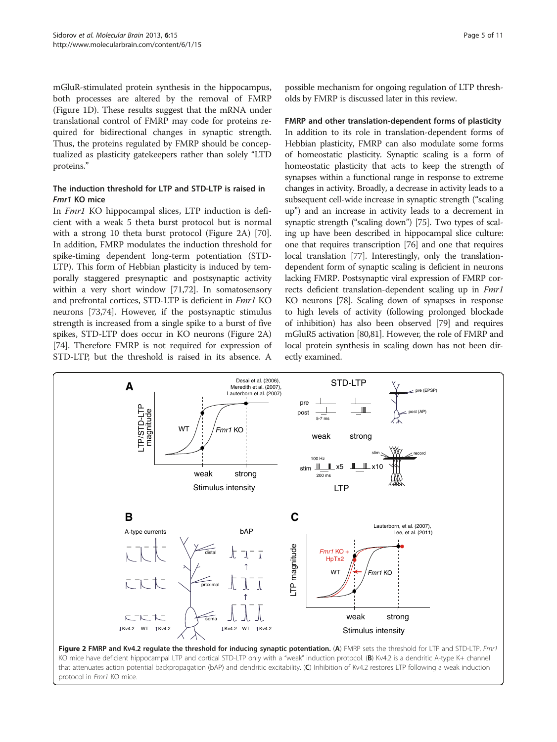mGluR-stimulated protein synthesis in the hippocampus, both processes are altered by the removal of FMRP (Figure 1D). These results suggest that the mRNA under translational control of FMRP may code for proteins required for bidirectional changes in synaptic strength. Thus, the proteins regulated by FMRP should be conceptualized as plasticity gatekeepers rather than solely "LTD proteins."

### The induction threshold for LTP and STD-LTP is raised in *Fmr1* KO mice

In *Fmr1* KO hippocampal slices, LTP induction is deficient with a weak 5 theta burst protocol but is normal with a strong 10 theta burst protocol (Figure 2A) [70]. In addition, FMRP modulates the induction threshold for spike-timing dependent long-term potentiation (STD-LTP). This form of Hebbian plasticity is induced by temporally staggered presynaptic and postsynaptic activity within a very short window [71,72]. In somatosensory and prefrontal cortices, STD-LTP is deficient in *Fmr1* KO neurons [73,74]. However, if the postsynaptic stimulus strength is increased from a single spike to a burst of five spikes, STD-LTP does occur in KO neurons (Figure 2A) [74]. Therefore FMRP is not required for expression of STD-LTP, but the threshold is raised in its absence. A possible mechanism for ongoing regulation of LTP thresholds by FMRP is discussed later in this review.

### FMRP and other translation-dependent forms of plasticity

In addition to its role in translation-dependent forms of Hebbian plasticity, FMRP can also modulate some forms of homeostatic plasticity. Synaptic scaling is a form of homeostatic plasticity that acts to keep the strength of synapses within a functional range in response to extreme changes in activity. Broadly, a decrease in activity leads to a subsequent cell-wide increase in synaptic strength ("scaling up") and an increase in activity leads to a decrement in synaptic strength ("scaling down") [75]. Two types of scaling up have been described in hippocampal slice culture: one that requires transcription [76] and one that requires local translation [77]. Interestingly, only the translation-dependent form of synaptic scaling is deficient in neurons lacking FMRP. Postsynaptic viral expression of FMRP corrects deficient translation-dependent scaling up in *Fmr1* KO neurons [78]. Scaling down of synapses in response to high levels of activity (following prolonged blockade of inhibition) has also been observed [79] and requires mGluR5 activation [80,81]. However, the role of FMRP and local protein synthesis in scaling down has not been directly examined.

**Figure 2 FMRP and Kv4.2 regulate the threshold for inducing synaptic potentiation.** (**A**) FMRP sets the threshold for LTP and STD-LTP. *Fmr1* KO mice have deficient hippocampal LTP and cortical STD-LTP only with a "weak" induction protocol. (**B**) Kv4.2 is a dendritic A-type K+ channel that attenuates action potential backpropagation (bAP) and dendritic excitability. (**C**) Inhibition of Kv4.2 restores LTP following a weak induction protocol in *Fmr1* KO mice.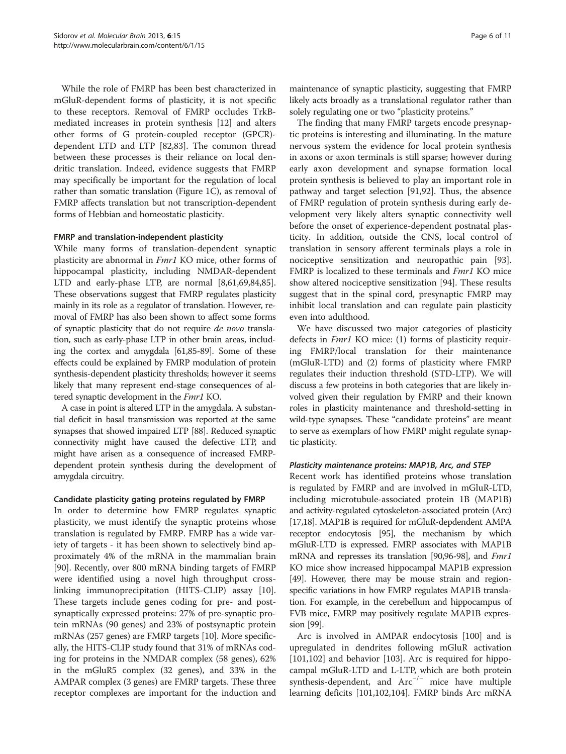While the role of FMRP has been best characterized in mGluR-dependent forms of plasticity, it is not specific to these receptors. Removal of FMRP occludes TrkB-mediated increases in protein synthesis [12] and alters other forms of G protein-coupled receptor (GPCR)-dependent LTD and LTP [82,83]. The common thread between these processes is their reliance on local dendritic translation. Indeed, evidence suggests that FMRP may specifically be important for the regulation of local rather than somatic translation (Figure 1C), as removal of FMRP affects translation but not transcription-dependent forms of Hebbian and homeostatic plasticity.

### FMRP and translation-independent plasticity

While many forms of translation-dependent synaptic plasticity are abnormal in *Fmr1* KO mice, other forms of hippocampal plasticity, including NMDAR-dependent LTD and early-phase LTP, are normal [8,61,69,84,85]. These observations suggest that FMRP regulates plasticity mainly in its role as a regulator of translation. However, removal of FMRP has also been shown to affect some forms of synaptic plasticity that do not require *de novo* translation, such as early-phase LTP in other brain areas, including the cortex and amygdala [61,85-89]. Some of these effects could be explained by FMRP modulation of protein synthesis-dependent plasticity thresholds; however it seems likely that many represent end-stage consequences of altered synaptic development in the *Fmr1* KO.

A case in point is altered LTP in the amygdala. A substantial deficit in basal transmission was reported at the same synapses that showed impaired LTP [88]. Reduced synaptic connectivity might have caused the defective LTP, and might have arisen as a consequence of increased FMRP-dependent protein synthesis during the development of amygdala circuitry.

### Candidate plasticity gating proteins regulated by FMRP

In order to determine how FMRP regulates synaptic plasticity, we must identify the synaptic proteins whose translation is regulated by FMRP. FMRP has a wide variety of targets - it has been shown to selectively bind approximately 4% of the mRNA in the mammalian brain [90]. Recently, over 800 mRNA binding targets of FMRP were identified using a novel high throughput cross-linking immunoprecipitation (HITS-CLIP) assay [10]. These targets include genes coding for pre- and postsynaptically expressed proteins: 27% of pre-synaptic protein mRNAs (90 genes) and 23% of postsynaptic protein mRNAs (257 genes) are FMRP targets [10]. More specifically, the HITS-CLIP study found that 31% of mRNAs coding for proteins in the NMDAR complex (58 genes), 62% in the mGluR5 complex (32 genes), and 33% in the AMPAR complex (3 genes) are FMRP targets. These three receptor complexes are important for the induction and maintenance of synaptic plasticity, suggesting that FMRP likely acts broadly as a translational regulator rather than solely regulating one or two "plasticity proteins."

The finding that many FMRP targets encode presynaptic proteins is interesting and illuminating. In the mature nervous system the evidence for local protein synthesis in axons or axon terminals is still sparse; however during early axon development and synapse formation local protein synthesis is believed to play an important role in pathway and target selection [91,92]. Thus, the absence of FMRP regulation of protein synthesis during early development very likely alters synaptic connectivity well before the onset of experience-dependent postnatal plasticity. In addition, outside the CNS, local control of translation in sensory afferent terminals plays a role in nociceptive sensitization and neuropathic pain [93]. FMRP is localized to these terminals and *Fmr1* KO mice show altered nociceptive sensitization [94]. These results suggest that in the spinal cord, presynaptic FMRP may inhibit local translation and can regulate pain plasticity even into adulthood.

We have discussed two major categories of plasticity defects in *Fmr1* KO mice: (1) forms of plasticity requiring FMRP/local translation for their maintenance (mGluR-LTD) and (2) forms of plasticity where FMRP regulates their induction threshold (STD-LTP). We will discuss a few proteins in both categories that are likely involved given their regulation by FMRP and their known roles in plasticity maintenance and threshold-setting in wild-type synapses. These "candidate proteins" are meant to serve as exemplars of how FMRP might regulate synaptic plasticity.

#### *Plasticity maintenance proteins: MAP1B, Arc, and STEP*

Recent work has identified proteins whose translation is regulated by FMRP and are involved in mGluR-LTD, including microtubule-associated protein 1B (MAP1B) and activity-regulated cytoskeleton-associated protein (Arc) [17,18]. MAP1B is required for mGluR-depdendent AMPA receptor endocytosis [95], the mechanism by which mGluR-LTD is expressed. FMRP associates with MAP1B mRNA and represses its translation [90,96-98], and *Fmr1* KO mice show increased hippocampal MAP1B expression [49]. However, there may be mouse strain and region-specific variations in how FMRP regulates MAP1B translation. For example, in the cerebellum and hippocampus of FVB mice, FMRP may positively regulate MAP1B expression [99].

Arc is involved in AMPAR endocytosis [100] and is upregulated in dendrites following mGluR activation [101,102] and behavior [103]. Arc is required for hippocampal mGluR-LTD and L-LTP, which are both protein synthesis-dependent, and $\text{Arc}^{-/-}$ mice have multiple learning deficits [101,102,104]. FMRP binds Arc mRNA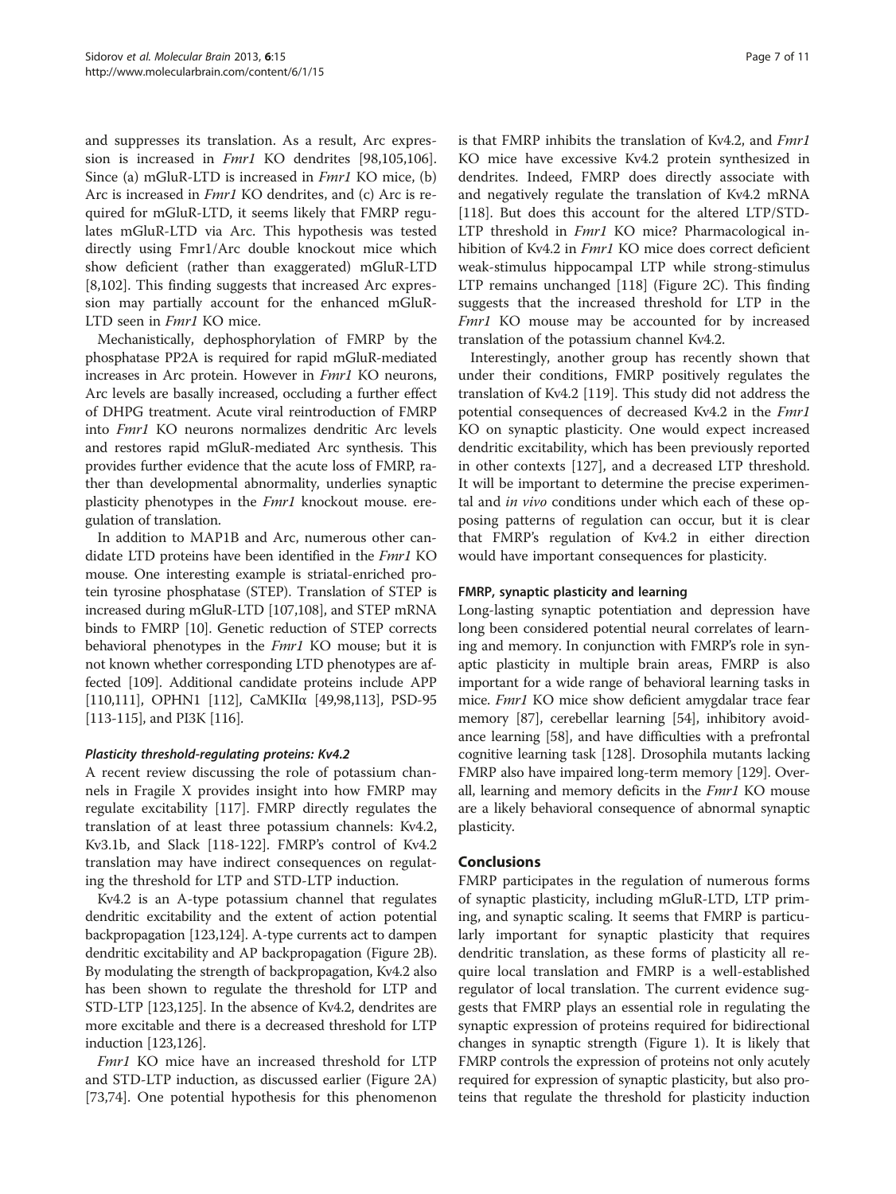and suppresses its translation. As a result, Arc expression is increased in *Fmr1* KO dendrites [98,105,106]. Since (a) mGluR-LTD is increased in *Fmr1* KO mice, (b) Arc is increased in *Fmr1* KO dendrites, and (c) Arc is required for mGluR-LTD, it seems likely that FMRP regulates mGluR-LTD via Arc. This hypothesis was tested directly using Fmr1/Arc double knockout mice which show deficient (rather than exaggerated) mGluR-LTD [8,102]. This finding suggests that increased Arc expression may partially account for the enhanced mGluR-LTD seen in *Fmr1* KO mice.

Mechanistically, dephosphorylation of FMRP by the phosphatase PP2A is required for rapid mGluR-mediated increases in Arc protein. However in *Fmr1* KO neurons, Arc levels are basally increased, occluding a further effect of DHPG treatment. Acute viral reintroduction of FMRP into *Fmr1* KO neurons normalizes dendritic Arc levels and restores rapid mGluR-mediated Arc synthesis. This provides further evidence that the acute loss of FMRP, rather than developmental abnormality, underlies synaptic plasticity phenotypes in the *Fmr1* knockout mouse. eregulation of translation.

In addition to MAP1B and Arc, numerous other candidate LTD proteins have been identified in the *Fmr1* KO mouse. One interesting example is striatal-enriched protein tyrosine phosphatase (STEP). Translation of STEP is increased during mGluR-LTD [107,108], and STEP mRNA binds to FMRP [10]. Genetic reduction of STEP corrects behavioral phenotypes in the *Fmr1* KO mouse; but it is not known whether corresponding LTD phenotypes are affected [109]. Additional candidate proteins include APP [110,111], OPHN1 [112], CaMKIIα [49,98,113], PSD-95 [113-115], and PI3K [116].

#### *Plasticity threshold-regulating proteins: Kv4.2*

A recent review discussing the role of potassium channels in Fragile X provides insight into how FMRP may regulate excitability [117]. FMRP directly regulates the translation of at least three potassium channels: Kv4.2, Kv3.1b, and Slack [118-122]. FMRP's control of Kv4.2 translation may have indirect consequences on regulating the threshold for LTP and STD-LTP induction.

Kv4.2 is an A-type potassium channel that regulates dendritic excitability and the extent of action potential backpropagation [123,124]. A-type currents act to dampen dendritic excitability and AP backpropagation (Figure 2B). By modulating the strength of backpropagation, Kv4.2 also has been shown to regulate the threshold for LTP and STD-LTP [123,125]. In the absence of Kv4.2, dendrites are more excitable and there is a decreased threshold for LTP induction [123,126].

*Fmr1* KO mice have an increased threshold for LTP and STD-LTP induction, as discussed earlier (Figure 2A) [73,74]. One potential hypothesis for this phenomenon is that FMRP inhibits the translation of Kv4.2, and *Fmr1* KO mice have excessive Kv4.2 protein synthesized in dendrites. Indeed, FMRP does directly associate with and negatively regulate the translation of Kv4.2 mRNA [118]. But does this account for the altered LTP/STD-LTP threshold in *Fmr1* KO mice? Pharmacological inhibition of Kv4.2 in *Fmr1* KO mice does correct deficient weak-stimulus hippocampal LTP while strong-stimulus LTP remains unchanged [118] (Figure 2C). This finding suggests that the increased threshold for LTP in the *Fmr1* KO mouse may be accounted for by increased translation of the potassium channel Kv4.2.

Interestingly, another group has recently shown that under their conditions, FMRP positively regulates the translation of Kv4.2 [119]. This study did not address the potential consequences of decreased Kv4.2 in the *Fmr1* KO on synaptic plasticity. One would expect increased dendritic excitability, which has been previously reported in other contexts [127], and a decreased LTP threshold. It will be important to determine the precise experimental and *in vivo* conditions under which each of these opposing patterns of regulation can occur, but it is clear that FMRP's regulation of Kv4.2 in either direction would have important consequences for plasticity.

### FMRP, synaptic plasticity and learning

Long-lasting synaptic potentiation and depression have long been considered potential neural correlates of learning and memory. In conjunction with FMRP's role in synaptic plasticity in multiple brain areas, FMRP is also important for a wide range of behavioral learning tasks in mice. *Fmr1* KO mice show deficient amygdalar trace fear memory [87], cerebellar learning [54], inhibitory avoidance learning [58], and have difficulties with a prefrontal cognitive learning task [128]. Drosophila mutants lacking FMRP also have impaired long-term memory [129]. Overall, learning and memory deficits in the *Fmr1* KO mouse are a likely behavioral consequence of abnormal synaptic plasticity.

## Conclusions

FMRP participates in the regulation of numerous forms of synaptic plasticity, including mGluR-LTD, LTP priming, and synaptic scaling. It seems that FMRP is particularly important for synaptic plasticity that requires dendritic translation, as these forms of plasticity all require local translation and FMRP is a well-established regulator of local translation. The current evidence suggests that FMRP plays an essential role in regulating the synaptic expression of proteins required for bidirectional changes in synaptic strength (Figure 1). It is likely that FMRP controls the expression of proteins not only acutely required for expression of synaptic plasticity, but also proteins that regulate the threshold for plasticity induction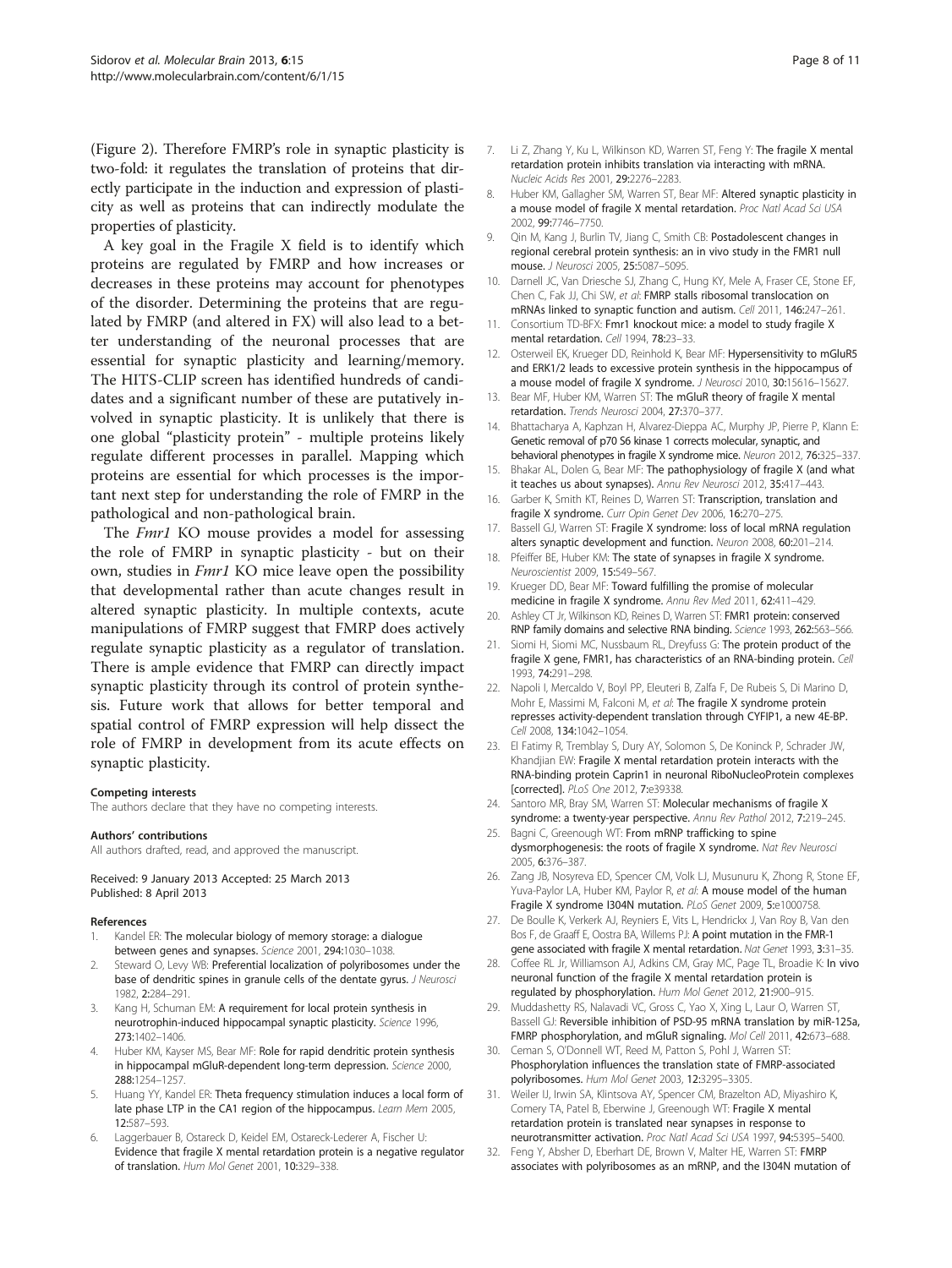(Figure 2). Therefore FMRP's role in synaptic plasticity is two-fold: it regulates the translation of proteins that directly participate in the induction and expression of plasticity as well as proteins that can indirectly modulate the properties of plasticity.

A key goal in the Fragile X field is to identify which proteins are regulated by FMRP and how increases or decreases in these proteins may account for phenotypes of the disorder. Determining the proteins that are regulated by FMRP (and altered in FX) will also lead to a better understanding of the neuronal processes that are essential for synaptic plasticity and learning/memory. The HITS-CLIP screen has identified hundreds of candidates and a significant number of these are putatively involved in synaptic plasticity. It is unlikely that there is one global "plasticity protein" - multiple proteins likely regulate different processes in parallel. Mapping which proteins are essential for which processes is the important next step for understanding the role of FMRP in the pathological and non-pathological brain.

The *Fmr1* KO mouse provides a model for assessing the role of FMRP in synaptic plasticity - but on their own, studies in *Fmr1* KO mice leave open the possibility that developmental rather than acute changes result in altered synaptic plasticity. In multiple contexts, acute manipulations of FMRP suggest that FMRP does actively regulate synaptic plasticity as a regulator of translation. There is ample evidence that FMRP can directly impact synaptic plasticity through its control of protein synthesis. Future work that allows for better temporal and spatial control of FMRP expression will help dissect the role of FMRP in development from its acute effects on synaptic plasticity.

#### Competing interests
The authors declare that they have no competing interests.

#### Authors' contributions
All authors drafted, read, and approved the manuscript.

Received: 9 January 2013 Accepted: 25 March 2013
Published: 8 April 2013

#### References
1. Kandel ER: **The molecular biology of memory storage: a dialogue between genes and synapses.** *Science* 2001, **294:**1030–1038.
2. Steward O, Levy WB: **Preferential localization of polyribosomes under the base of dendritic spines in granule cells of the dentate gyrus.** *J Neurosci* 1982, **2:**284–291.
3. Kang H, Schuman EM: **A requirement for local protein synthesis in neurotrophin-induced hippocampal synaptic plasticity.** *Science* 1996, **273:**1402–1406.
4. Huber KM, Kayser MS, Bear MF: **Role for rapid dendritic protein synthesis in hippocampal mGluR-dependent long-term depression.** *Science* 2000, **288:**1254–1257.
5. Huang YY, Kandel ER: **Theta frequency stimulation induces a local form of late phase LTP in the CA1 region of the hippocampus.** *Learn Mem* 2005, **12:**587–593.
6. Laggerbauer B, Ostareck D, Keidel EM, Ostareck-Lederer A, Fischer U: **Evidence that fragile X mental retardation protein is a negative regulator of translation.** *Hum Mol Genet* 2001, **10:**329–338.
7. Li Z, Zhang Y, Ku L, Wilkinson KD, Warren ST, Feng Y: **The fragile X mental retardation protein inhibits translation via interacting with mRNA.** *Nucleic Acids Res* 2001, **29:**2276–2283.
8. Huber KM, Gallagher SM, Warren ST, Bear MF: **Altered synaptic plasticity in a mouse model of fragile X mental retardation.** *Proc Natl Acad Sci USA* 2002, **99:**7746–7750.
9. Qin M, Kang J, Burlin TV, Jiang C, Smith CB: **Postadolescent changes in regional cerebral protein synthesis: an in vivo study in the FMR1 null mouse.** *J Neurosci* 2005, **25:**5087–5095.
10. Darnell JC, Van Driesche SJ, Zhang C, Hung KY, Mele A, Fraser CE, Stone EF, Chen C, Fak JJ, Chi SW, *et al*: **FMRP stalls ribosomal translocation on mRNAs linked to synaptic function and autism.** *Cell* 2011, **146:**247–261.
11. Consortium TD-BFX: **Fmr1 knockout mice: a model to study fragile X mental retardation.** *Cell* 1994, **78:**23–33.
12. Osterweil EK, Krueger DD, Reinhold K, Bear MF: **Hypersensitivity to mGluR5 and ERK1/2 leads to excessive protein synthesis in the hippocampus of a mouse model of fragile X syndrome.** *J Neurosci* 2010, **30:**15616–15627.
13. Bear MF, Huber KM, Warren ST: **The mGluR theory of fragile X mental retardation.** *Trends Neurosci* 2004, **27:**370–377.
14. Bhattacharya A, Kaphzan H, Alvarez-Dieppa AC, Murphy JP, Pierre P, Klann E: **Genetic removal of p70 S6 kinase 1 corrects molecular, synaptic, and behavioral phenotypes in fragile X syndrome mice.** *Neuron* 2012, **76:**325–337.
15. Bhakar AL, Dolen G, Bear MF: **The pathophysiology of fragile X (and what it teaches us about synapses).** *Annu Rev Neurosci* 2012, **35:**417–443.
16. Garber K, Smith KT, Reines D, Warren ST: **Transcription, translation and fragile X syndrome.** *Curr Opin Genet Dev* 2006, **16:**270–275.
17. Bassell GJ, Warren ST: **Fragile X syndrome: loss of local mRNA regulation alters synaptic development and function.** *Neuron* 2008, **60:**201–214.
18. Pfeiffer BE, Huber KM: **The state of synapses in fragile X syndrome.** *Neuroscientist* 2009, **15:**549–567.
19. Krueger DD, Bear MF: **Toward fulfilling the promise of molecular medicine in fragile X syndrome.** *Annu Rev Med* 2011, **62:**411–429.
20. Ashley CT Jr, Wilkinson KD, Reines D, Warren ST: **FMR1 protein: conserved RNP family domains and selective RNA binding.** *Science* 1993, **262:**563–566.
21. Siomi H, Siomi MC, Nussbaum RL, Dreyfuss G: **The protein product of the fragile X gene, FMR1, has characteristics of an RNA-binding protein.** *Cell* 1993, **74:**291–298.
22. Napoli I, Mercaldo V, Boyl PP, Eleuteri B, Zalfa F, De Rubeis S, Di Marino D, Mohr E, Massimi M, Falconi M, *et al*: **The fragile X syndrome protein represses activity-dependent translation through CYFIP1, a new 4E-BP.** *Cell* 2008, **134:**1042–1054.
23. El Fatimy R, Tremblay S, Dury AY, Solomon S, De Koninck P, Schrader JW, Khandjian EW: **Fragile X mental retardation protein interacts with the RNA-binding protein Caprin1 in neuronal RiboNucleoProtein complexes [corrected].** *PLoS One* 2012, **7:**e39338.
24. Santoro MR, Bray SM, Warren ST: **Molecular mechanisms of fragile X syndrome: a twenty-year perspective.** *Annu Rev Pathol* 2012, **7:**219–245.
25. Bagni C, Greenough WT: **From mRNP trafficking to spine dysmorphogenesis: the roots of fragile X syndrome.** *Nat Rev Neurosci* 2005, **6:**376–387.
26. Zang JB, Nosyreva ED, Spencer CM, Volk LJ, Musunuru K, Zhong R, Stone EF, Yuva-Paylor LA, Huber KM, Paylor R, *et al*: **A mouse model of the human Fragile X syndrome I304N mutation.** *PLoS Genet* 2009, **5:**e1000758.
27. De Boulle K, Verkerk AJ, Reyniers E, Vits L, Hendrickx J, Van Roy B, Van den Bos F, de Graaff E, Oostra BA, Willems PJ: **A point mutation in the FMR-1 gene associated with fragile X mental retardation.** *Nat Genet* 1993, **3:**31–35.
28. Coffee RL Jr, Williamson AJ, Adkins CM, Gray MC, Page TL, Broadie K: **In vivo neuronal function of the fragile X mental retardation protein is regulated by phosphorylation.** *Hum Mol Genet* 2012, **21:**900–915.
29. Muddashetty RS, Nalavadi VC, Gross C, Yao X, Xing L, Laur O, Warren ST, Bassell GJ: **Reversible inhibition of PSD-95 mRNA translation by miR-125a, FMRP phosphorylation, and mGluR signaling.** *Mol Cell* 2011, **42:**673–688.
30. Ceman S, O'Donnell WT, Reed M, Patton S, Pohl J, Warren ST: **Phosphorylation influences the translation state of FMRP-associated polyribosomes.** *Hum Mol Genet* 2003, **12:**3295–3305.
31. Weiler IJ, Irwin SA, Klintsova AY, Spencer CM, Brazelton AD, Miyashiro K, Comery TA, Patel B, Eberwine J, Greenough WT: **Fragile X mental retardation protein is translated near synapses in response to neurotransmitter activation.** *Proc Natl Acad Sci USA* 1997, **94:**5395–5400.
32. Feng Y, Absher D, Eberhart DE, Brown V, Malter HE, Warren ST: **FMRP associates with polyribosomes as an mRNP, and the I304N mutation of**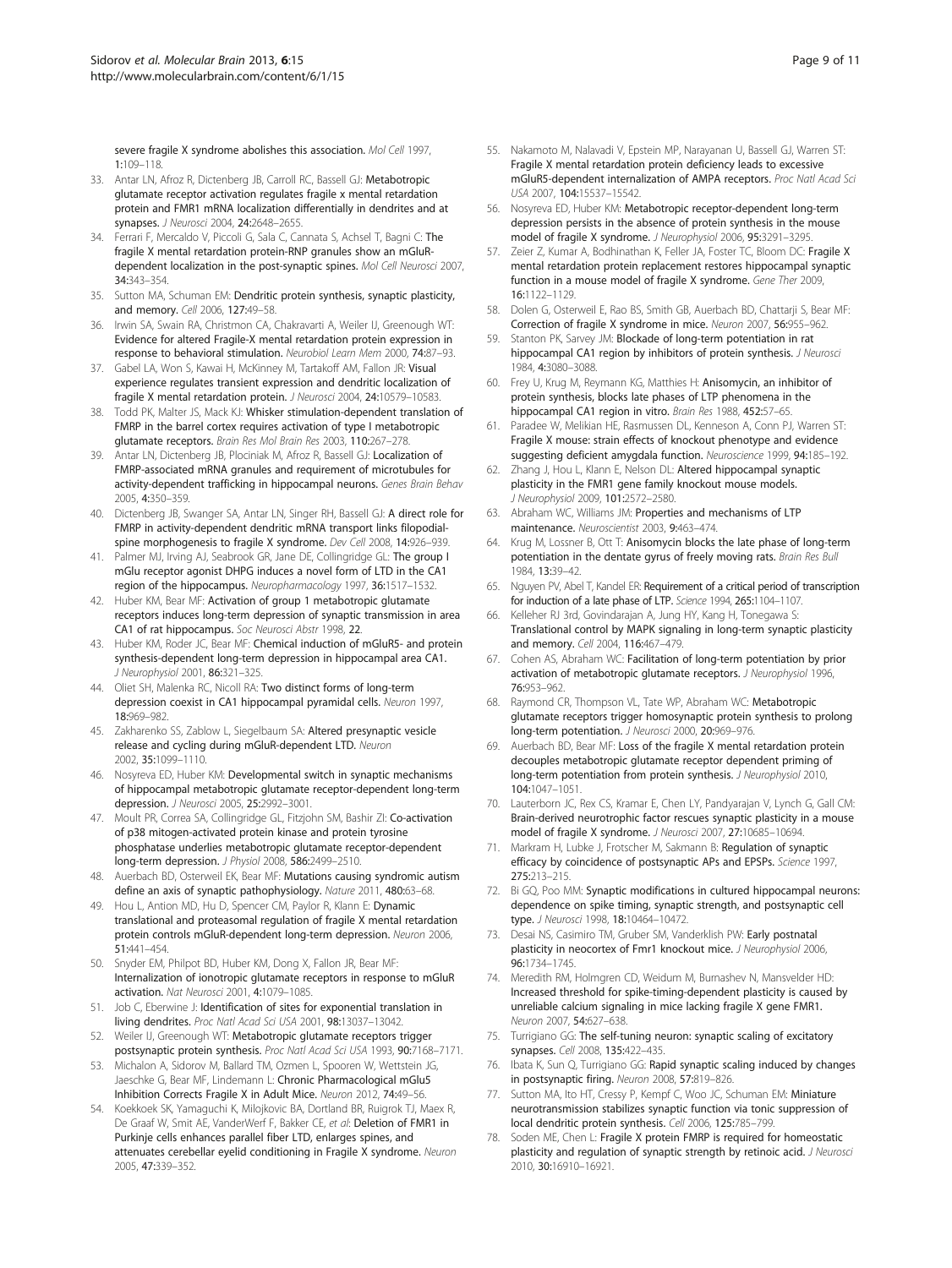severe fragile X syndrome abolishes this association. *Mol Cell* 1997, **1**:109–118.

33. Antar LN, Afroz R, Dictenberg JB, Carroll RC, Bassell GJ: **Metabotropic glutamate receptor activation regulates fragile x mental retardation protein and FMR1 mRNA localization differentially in dendrites and at synapses.** *J Neurosci* 2004, **24**:2648–2655.
34. Ferrari F, Mercaldo V, Piccoli G, Sala C, Cannata S, Achsel T, Bagni C: **The fragile X mental retardation protein-RNP granules show an mGluR-dependent localization in the post-synaptic spines.** *Mol Cell Neurosci* 2007, **34**:343–354.
35. Sutton MA, Schuman EM: **Dendritic protein synthesis, synaptic plasticity, and memory.** *Cell* 2006, **127**:49–58.
36. Irwin SA, Swain RA, Christmon CA, Chakravarti A, Weiler IJ, Greenough WT: **Evidence for altered Fragile-X mental retardation protein expression in response to behavioral stimulation.** *Neurobiol Learn Mem* 2000, **74**:87–93.
37. Gabel LA, Won S, Kawai H, McKinney M, Tartakoff AM, Fallon JR: **Visual experience regulates transient expression and dendritic localization of fragile X mental retardation protein.** *J Neurosci* 2004, **24**:10579–10583.
38. Todd PK, Malter JS, Mack KJ: **Whisker stimulation-dependent translation of FMRP in the barrel cortex requires activation of type I metabotropic glutamate receptors.** *Brain Res Mol Brain Res* 2003, **110**:267–278.
39. Antar LN, Dictenberg JB, Plociniak M, Afroz R, Bassell GJ: **Localization of FMRP-associated mRNA granules and requirement of microtubules for activity-dependent trafficking in hippocampal neurons.** *Genes Brain Behav* 2005, **4**:350–359.
40. Dictenberg JB, Swanger SA, Antar LN, Singer RH, Bassell GJ: **A direct role for FMRP in activity-dependent dendritic mRNA transport links filopodial-spine morphogenesis to fragile X syndrome.** *Dev Cell* 2008, **14**:926–939.
41. Palmer MJ, Irving AJ, Seabrook GR, Jane DE, Collingridge GL: **The group I mGlu receptor agonist DHPG induces a novel form of LTD in the CA1 region of the hippocampus.** *Neuropharmacology* 1997, **36**:1517–1532.
42. Huber KM, Bear MF: **Activation of group 1 metabotropic glutamate receptors induces long-term depression of synaptic transmission in area CA1 of rat hippocampus.** *Soc Neurosci Abstr* 1998, **22**.
43. Huber KM, Roder JC, Bear MF: **Chemical induction of mGluR5- and protein synthesis-dependent long-term depression in hippocampal area CA1.** *J Neurophysiol* 2001, **86**:321–325.
44. Oliet SH, Malenka RC, Nicoll RA: **Two distinct forms of long-term depression coexist in CA1 hippocampal pyramidal cells.** *Neuron* 1997, **18**:969–982.
45. Zakharenko SS, Zablow L, Siegelbaum SA: **Altered presynaptic vesicle release and cycling during mGluR-dependent LTD.** *Neuron* 2002, **35**:1099–1110.
46. Nosyreva ED, Huber KM: **Developmental switch in synaptic mechanisms of hippocampal metabotropic glutamate receptor-dependent long-term depression.** *J Neurosci* 2005, **25**:2992–3001.
47. Moult PR, Correa SA, Collingridge GL, Fitzjohn SM, Bashir ZI: **Co-activation of p38 mitogen-activated protein kinase and protein tyrosine phosphatase underlies metabotropic glutamate receptor-dependent long-term depression.** *J Physiol* 2008, **586**:2499–2510.
48. Auerbach BD, Osterweil EK, Bear MF: **Mutations causing syndromic autism define an axis of synaptic pathophysiology.** *Nature* 2011, **480**:63–68.
49. Hou L, Antion MD, Hu D, Spencer CM, Paylor R, Klann E: **Dynamic translational and proteasomal regulation of fragile X mental retardation protein controls mGluR-dependent long-term depression.** *Neuron* 2006, **51**:441–454.
50. Snyder EM, Philpot BD, Huber KM, Dong X, Fallon JR, Bear MF: **Internalization of ionotropic glutamate receptors in response to mGluR activation.** *Nat Neurosci* 2001, **4**:1079–1085.
51. Job C, Eberwine J: **Identification of sites for exponential translation in living dendrites.** *Proc Natl Acad Sci USA* 2001, **98**:13037–13042.
52. Weiler IJ, Greenough WT: **Metabotropic glutamate receptors trigger postsynaptic protein synthesis.** *Proc Natl Acad Sci USA* 1993, **90**:7168–7171.
53. Michalon A, Sidorov M, Ballard TM, Ozmen L, Spooren W, Wettstein JG, Jaeschke G, Bear MF, Lindemann L: **Chronic Pharmacological mGlu5 Inhibition Corrects Fragile X in Adult Mice.** *Neuron* 2012, **74**:49–56.
54. Koekkoek SK, Yamaguchi K, Milojkovic BA, Dortland BR, Ruigrok TJ, Maex R, De Graaf W, Smit AE, VanderWerf F, Bakker CE, *et al*: **Deletion of FMR1 in Purkinje cells enhances parallel fiber LTD, enlarges spines, and attenuates cerebellar eyelid conditioning in Fragile X syndrome.** *Neuron* 2005, **47**:339–352.
55. Nakamoto M, Nalavadi V, Epstein MP, Narayanan U, Bassell GJ, Warren ST: **Fragile X mental retardation protein deficiency leads to excessive mGluR5-dependent internalization of AMPA receptors.** *Proc Natl Acad Sci USA* 2007, **104**:15537–15542.
56. Nosyreva ED, Huber KM: **Metabotropic receptor-dependent long-term depression persists in the absence of protein synthesis in the mouse model of fragile X syndrome.** *J Neurophysiol* 2006, **95**:3291–3295.
57. Zeier Z, Kumar A, Bodhinathan K, Feller JA, Foster TC, Bloom DC: **Fragile X mental retardation protein replacement restores hippocampal synaptic function in a mouse model of fragile X syndrome.** *Gene Ther* 2009, **16**:1122–1129.
58. Dolen G, Osterweil E, Rao BS, Smith GB, Auerbach BD, Chattarji S, Bear MF: **Correction of fragile X syndrome in mice.** *Neuron* 2007, **56**:955–962.
59. Stanton PK, Sarvey JM: **Blockade of long-term potentiation in rat hippocampal CA1 region by inhibitors of protein synthesis.** *J Neurosci* 1984, **4**:3080–3088.
60. Frey U, Krug M, Reymann KG, Matthies H: **Anisomycin, an inhibitor of protein synthesis, blocks late phases of LTP phenomena in the hippocampal CA1 region in vitro.** *Brain Res* 1988, **452**:57–65.
61. Paradee W, Melikian HE, Rasmussen DL, Kenneson A, Conn PJ, Warren ST: **Fragile X mouse: strain effects of knockout phenotype and evidence suggesting deficient amygdala function.** *Neuroscience* 1999, **94**:185–192.
62. Zhang J, Hou L, Klann E, Nelson DL: **Altered hippocampal synaptic plasticity in the FMR1 gene family knockout mouse models.** *J Neurophysiol* 2009, **101**:2572–2580.
63. Abraham WC, Williams JM: **Properties and mechanisms of LTP maintenance.** *Neuroscientist* 2003, **9**:463–474.
64. Krug M, Lossner B, Ott T: **Anisomycin blocks the late phase of long-term potentiation in the dentate gyrus of freely moving rats.** *Brain Res Bull* 1984, **13**:39–42.
65. Nguyen PV, Abel T, Kandel ER: **Requirement of a critical period of transcription for induction of a late phase of LTP.** *Science* 1994, **265**:1104–1107.
66. Kelleher RJ 3rd, Govindarajan A, Jung HY, Kang H, Tonegawa S: **Translational control by MAPK signaling in long-term synaptic plasticity and memory.** *Cell* 2004, **116**:467–479.
67. Cohen AS, Abraham WC: **Facilitation of long-term potentiation by prior activation of metabotropic glutamate receptors.** *J Neurophysiol* 1996, **76**:953–962.
68. Raymond CR, Thompson VL, Tate WP, Abraham WC: **Metabotropic glutamate receptors trigger homosynaptic protein synthesis to prolong long-term potentiation.** *J Neurosci* 2000, **20**:969–976.
69. Auerbach BD, Bear MF: **Loss of the fragile X mental retardation protein decouples metabotropic glutamate receptor dependent priming of long-term potentiation from protein synthesis.** *J Neurophysiol* 2010, **104**:1047–1051.
70. Lauterborn JC, Rex CS, Kramar E, Chen LY, Pandyarajan V, Lynch G, Gall CM: **Brain-derived neurotrophic factor rescues synaptic plasticity in a mouse model of fragile X syndrome.** *J Neurosci* 2007, **27**:10685–10694.
71. Markram H, Lubke J, Frotscher M, Sakmann B: **Regulation of synaptic efficacy by coincidence of postsynaptic APs and EPSPs.** *Science* 1997, **275**:213–215.
72. Bi GQ, Poo MM: **Synaptic modifications in cultured hippocampal neurons: dependence on spike timing, synaptic strength, and postsynaptic cell type.** *J Neurosci* 1998, **18**:10464–10472.
73. Desai NS, Casimiro TM, Gruber SM, Vanderklish PW: **Early postnatal plasticity in neocortex of Fmr1 knockout mice.** *J Neurophysiol* 2006, **96**:1734–1745.
74. Meredith RM, Holmgren CD, Weidum M, Burnashev N, Mansvelder HD: **Increased threshold for spike-timing-dependent plasticity is caused by unreliable calcium signaling in mice lacking fragile X gene FMR1.** *Neuron* 2007, **54**:627–638.
75. Turrigiano GG: **The self-tuning neuron: synaptic scaling of excitatory synapses.** *Cell* 2008, **135**:422–435.
76. Ibata K, Sun Q, Turrigiano GG: **Rapid synaptic scaling induced by changes in postsynaptic firing.** *Neuron* 2008, **57**:819–826.
77. Sutton MA, Ito HT, Cressy P, Kempf C, Woo JC, Schuman EM: **Miniature neurotransmission stabilizes synaptic function via tonic suppression of local dendritic protein synthesis.** *Cell* 2006, **125**:785–799.
78. Soden ME, Chen L: **Fragile X protein FMRP is required for homeostatic plasticity and regulation of synaptic strength by retinoic acid.** *J Neurosci* 2010, **30**:16910–16921.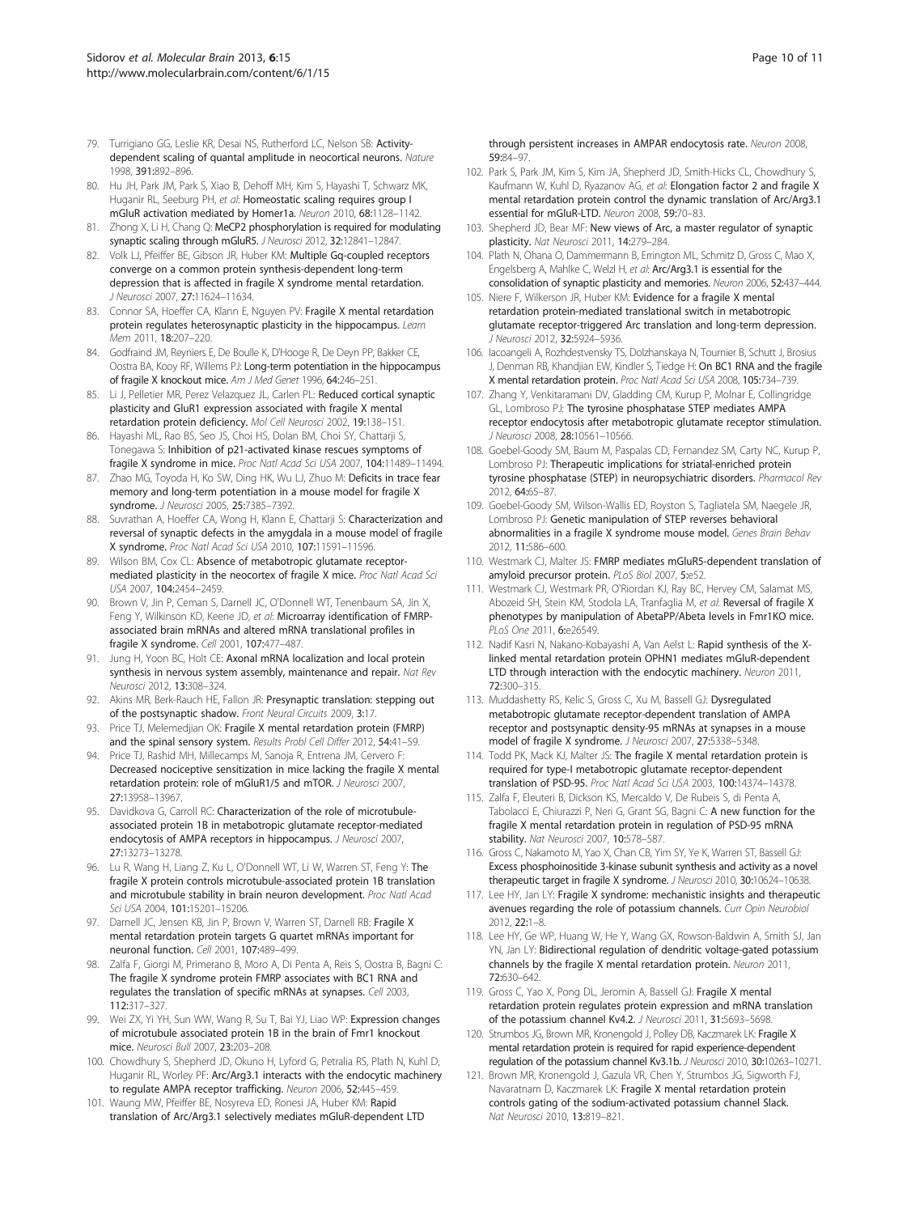79. Turrigiano GG, Leslie KR, Desai NS, Rutherford LC, Nelson SB: **Activity-dependent scaling of quantal amplitude in neocortical neurons.** *Nature* 1998, **391:**892–896.
80. Hu JH, Park JM, Park S, Xiao B, Dehoff MH, Kim S, Hayashi T, Schwarz MK, Huganir RL, Seeburg PH, *et al*: **Homeostatic scaling requires group I mGluR activation mediated by Homer1a.** *Neuron* 2010, **68:**1128–1142.
81. Zhong X, Li H, Chang Q: **MeCP2 phosphorylation is required for modulating synaptic scaling through mGluR5.** *J Neurosci* 2012, **32:**12841–12847.
82. Volk LJ, Pfeiffer BE, Gibson JR, Huber KM: **Multiple Gq-coupled receptors converge on a common protein synthesis-dependent long-term depression that is affected in fragile X syndrome mental retardation.** *J Neurosci* 2007, **27:**11624–11634.
83. Connor SA, Hoeffer CA, Klann E, Nguyen PV: **Fragile X mental retardation protein regulates heterosynaptic plasticity in the hippocampus.** *Learn Mem* 2011, **18:**207–220.
84. Godfraind JM, Reyniers E, De Boulle K, D'Hooge R, De Deyn PP, Bakker CE, Oostra BA, Kooy RF, Willems PJ: **Long-term potentiation in the hippocampus of fragile X knockout mice.** *Am J Med Genet* 1996, **64:**246–251.
85. Li J, Pelletier MR, Perez Velazquez JL, Carlen PL: **Reduced cortical synaptic plasticity and GluR1 expression associated with fragile X mental retardation protein deficiency.** *Mol Cell Neurosci* 2002, **19:**138–151.
86. Hayashi ML, Rao BS, Seo JS, Choi HS, Dolan BM, Choi SY, Chattarji S, Tonegawa S: **Inhibition of p21-activated kinase rescues symptoms of fragile X syndrome in mice.** *Proc Natl Acad Sci USA* 2007, **104:**11489–11494.
87. Zhao MG, Toyoda H, Ko SW, Ding HK, Wu LJ, Zhuo M: **Deficits in trace fear memory and long-term potentiation in a mouse model for fragile X syndrome.** *J Neurosci* 2005, **25:**7385–7392.
88. Suvrathan A, Hoeffer CA, Wong H, Klann E, Chattarji S: **Characterization and reversal of synaptic defects in the amygdala in a mouse model of fragile X syndrome.** *Proc Natl Acad Sci USA* 2010, **107:**11591–11596.
89. Wilson BM, Cox CL: **Absence of metabotropic glutamate receptor-mediated plasticity in the neocortex of fragile X mice.** *Proc Natl Acad Sci USA* 2007, **104:**2454–2459.
90. Brown V, Jin P, Ceman S, Darnell JC, O'Donnell WT, Tenenbaum SA, Jin X, Feng Y, Wilkinson KD, Keene JD, *et al*: **Microarray identification of FMRP-associated brain mRNAs and altered mRNA translational profiles in fragile X syndrome.** *Cell* 2001, **107:**477–487.
91. Jung H, Yoon BC, Holt CE: **Axonal mRNA localization and local protein synthesis in nervous system assembly, maintenance and repair.** *Nat Rev Neurosci* 2012, **13:**308–324.
92. Akins MR, Berk-Rauch HE, Fallon JR: **Presynaptic translation: stepping out of the postsynaptic shadow.** *Front Neural Circuits* 2009, **3:**17.
93. Price TJ, Melemedjian OK: **Fragile X mental retardation protein (FMRP) and the spinal sensory system.** *Results Probl Cell Differ* 2012, **54:**41–59.
94. Price TJ, Rashid MH, Millecamps M, Sanoja R, Entrena JM, Cervero F: **Decreased nociceptive sensitization in mice lacking the fragile X mental retardation protein: role of mGluR1/5 and mTOR.** *J Neurosci* 2007, **27:**13958–13967.
95. Davidkova G, Carroll RC: **Characterization of the role of microtubule-associated protein 1B in metabotropic glutamate receptor-mediated endocytosis of AMPA receptors in hippocampus.** *J Neurosci* 2007, **27:**13273–13278.
96. Lu R, Wang H, Liang Z, Ku L, O'Donnell WT, Li W, Warren ST, Feng Y: **The fragile X protein controls microtubule-associated protein 1B translation and microtubule stability in brain neuron development.** *Proc Natl Acad Sci USA* 2004, **101:**15201–15206.
97. Darnell JC, Jensen KB, Jin P, Brown V, Warren ST, Darnell RB: **Fragile X mental retardation protein targets G quartet mRNAs important for neuronal function.** *Cell* 2001, **107:**489–499.
98. Zalfa F, Giorgi M, Primerano B, Moro A, Di Penta A, Reis S, Oostra B, Bagni C: **The fragile X syndrome protein FMRP associates with BC1 RNA and regulates the translation of specific mRNAs at synapses.** *Cell* 2003, **112:**317–327.
99. Wei ZX, Yi YH, Sun WW, Wang R, Su T, Bai YJ, Liao WP: **Expression changes of microtubule associated protein 1B in the brain of Fmr1 knockout mice.** *Neurosci Bull* 2007, **23:**203–208.
100. Chowdhury S, Shepherd JD, Okuno H, Lyford G, Petralia RS, Plath N, Kuhl D, Huganir RL, Worley PF: **Arc/Arg3.1 interacts with the endocytic machinery to regulate AMPA receptor trafficking.** *Neuron* 2006, **52:**445–459.
101. Waung MW, Pfeiffer BE, Nosyreva ED, Ronesi JA, Huber KM: **Rapid translation of Arc/Arg3.1 selectively mediates mGluR-dependent LTD through persistent increases in AMPAR endocytosis rate.** *Neuron* 2008, **59:**84–97.
102. Park S, Park JM, Kim S, Kim JA, Shepherd JD, Smith-Hicks CL, Chowdhury S, Kaufmann W, Kuhl D, Ryazanov AG, *et al*: **Elongation factor 2 and fragile X mental retardation protein control the dynamic translation of Arc/Arg3.1 essential for mGluR-LTD.** *Neuron* 2008, **59:**70–83.
103. Shepherd JD, Bear MF: **New views of Arc, a master regulator of synaptic plasticity.** *Nat Neurosci* 2011, **14:**279–284.
104. Plath N, Ohana O, Dammermann B, Errington ML, Schmitz D, Gross C, Mao X, Engelsberg A, Mahlke C, Welzl H, *et al*: **Arc/Arg3.1 is essential for the consolidation of synaptic plasticity and memories.** *Neuron* 2006, **52:**437–444.
105. Niere F, Wilkerson JR, Huber KM: **Evidence for a fragile X mental retardation protein-mediated translational switch in metabotropic glutamate receptor-triggered Arc translation and long-term depression.** *J Neurosci* 2012, **32:**5924–5936.
106. Iacoangeli A, Rozhdestvensky TS, Dolzhanskaya N, Tournier B, Schutt J, Brosius J, Denman RB, Khandjian EW, Kindler S, Tiedge H: **On BC1 RNA and the fragile X mental retardation protein.** *Proc Natl Acad Sci USA* 2008, **105:**734–739.
107. Zhang Y, Venkitaramani DV, Gladding CM, Kurup P, Molnar E, Collingridge GL, Lombroso PJ: **The tyrosine phosphatase STEP mediates AMPA receptor endocytosis after metabotropic glutamate receptor stimulation.** *J Neurosci* 2008, **28:**10561–10566.
108. Goebel-Goody SM, Baum M, Paspalas CD, Fernandez SM, Carty NC, Kurup P, Lombroso PJ: **Therapeutic implications for striatal-enriched protein tyrosine phosphatase (STEP) in neuropsychiatric disorders.** *Pharmacol Rev* 2012, **64:**65–87.
109. Goebel-Goody SM, Wilson-Wallis ED, Royston S, Tagliatela SM, Naegele JR, Lombroso PJ: **Genetic manipulation of STEP reverses behavioral abnormalities in a fragile X syndrome mouse model.** *Genes Brain Behav* 2012, **11:**586–600.
110. Westmark CJ, Malter JS: **FMRP mediates mGluR5-dependent translation of amyloid precursor protein.** *PLoS Biol* 2007, **5:**e52.
111. Westmark CJ, Westmark PR, O'Riordan KJ, Ray BC, Hervey CM, Salamat MS, Abozeid SH, Stein KM, Stodola LA, Tranfaglia M, *et al*: **Reversal of fragile X phenotypes by manipulation of AbetaPP/Abeta levels in Fmr1KO mice.** *PLoS One* 2011, **6:**e26549.
112. Nadif Kasri N, Nakano-Kobayashi A, Van Aelst L: **Rapid synthesis of the X-linked mental retardation protein OPHN1 mediates mGluR-dependent LTD through interaction with the endocytic machinery.** *Neuron* 2011, **72:**300–315.
113. Muddashetty RS, Kelic S, Gross C, Xu M, Bassell GJ: **Dysregulated metabotropic glutamate receptor-dependent translation of AMPA receptor and postsynaptic density-95 mRNAs at synapses in a mouse model of fragile X syndrome.** *J Neurosci* 2007, **27:**5338–5348.
114. Todd PK, Mack KJ, Malter JS: **The fragile X mental retardation protein is required for type-I metabotropic glutamate receptor-dependent translation of PSD-95.** *Proc Natl Acad Sci USA* 2003, **100:**14374–14378.
115. Zalfa F, Eleuteri B, Dickson KS, Mercaldo V, De Rubeis S, di Penta A, Tabolacci E, Chiurazzi P, Neri G, Grant SG, Bagni C: **A new function for the fragile X mental retardation protein in regulation of PSD-95 mRNA stability.** *Nat Neurosci* 2007, **10:**578–587.
116. Gross C, Nakamoto M, Yao X, Chan CB, Yim SY, Ye K, Warren ST, Bassell GJ: **Excess phosphoinositide 3-kinase subunit synthesis and activity as a novel therapeutic target in fragile X syndrome.** *J Neurosci* 2010, **30:**10624–10638.
117. Lee HY, Jan LY: **Fragile X syndrome: mechanistic insights and therapeutic avenues regarding the role of potassium channels.** *Curr Opin Neurobiol* 2012, **22:**1–8.
118. Lee HY, Ge WP, Huang W, He Y, Wang GX, Rowson-Baldwin A, Smith SJ, Jan YN, Jan LY: **Bidirectional regulation of dendritic voltage-gated potassium channels by the fragile X mental retardation protein.** *Neuron* 2011, **72:**630–642.
119. Gross C, Yao X, Pong DL, Jeromin A, Bassell GJ: **Fragile X mental retardation protein regulates protein expression and mRNA translation of the potassium channel Kv4.2.** *J Neurosci* 2011, **31:**5693–5698.
120. Strumbos JG, Brown MR, Kronengold J, Polley DB, Kaczmarek LK: **Fragile X mental retardation protein is required for rapid experience-dependent regulation of the potassium channel Kv3.1b.** *J Neurosci* 2010, **30:**10263–10271.
121. Brown MR, Kronengold J, Gazula VR, Chen Y, Strumbos JG, Sigworth FJ, Navaratnam D, Kaczmarek LK: **Fragile X mental retardation protein controls gating of the sodium-activated potassium channel Slack.** *Nat Neurosci* 2010, **13:**819–821.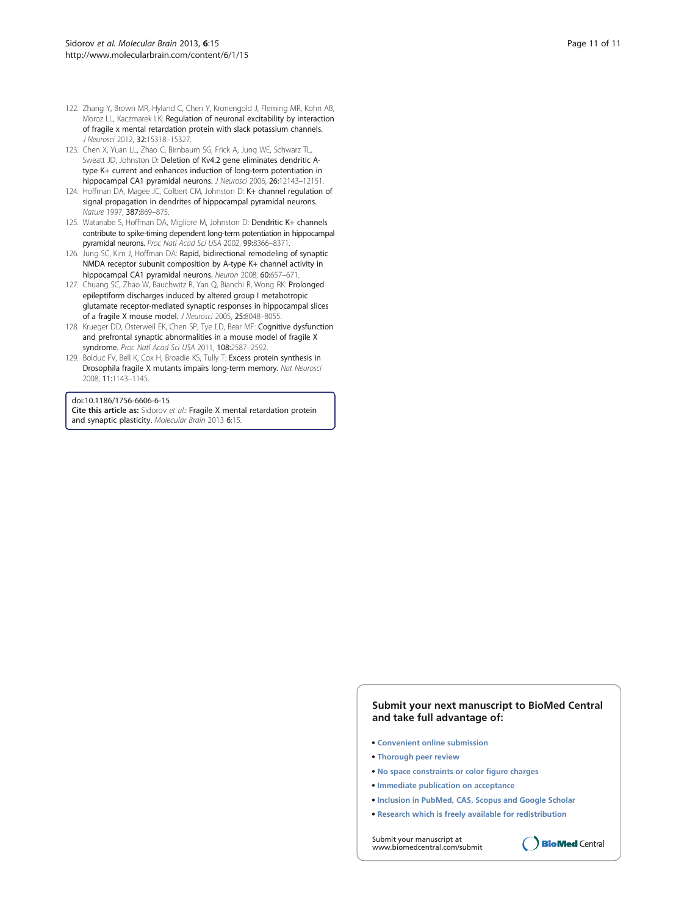122. Zhang Y, Brown MR, Hyland C, Chen Y, Kronengold J, Fleming MR, Kohn AB, Moroz LL, Kaczmarek LK: **Regulation of neuronal excitability by interaction of fragile x mental retardation protein with slack potassium channels.** *J Neurosci* 2012, **32:**15318–15327.
123. Chen X, Yuan LL, Zhao C, Birnbaum SG, Frick A, Jung WE, Schwarz TL, Sweatt JD, Johnston D: **Deletion of Kv4.2 gene eliminates dendritic A-type K+ current and enhances induction of long-term potentiation in hippocampal CA1 pyramidal neurons.** *J Neurosci* 2006, **26:**12143–12151.
124. Hoffman DA, Magee JC, Colbert CM, Johnston D: **K+ channel regulation of signal propagation in dendrites of hippocampal pyramidal neurons.** *Nature* 1997, **387:**869–875.
125. Watanabe S, Hoffman DA, Migliore M, Johnston D: **Dendritic K+ channels contribute to spike-timing dependent long-term potentiation in hippocampal pyramidal neurons.** *Proc Natl Acad Sci USA* 2002, **99:**8366–8371.
126. Jung SC, Kim J, Hoffman DA: **Rapid, bidirectional remodeling of synaptic NMDA receptor subunit composition by A-type K+ channel activity in hippocampal CA1 pyramidal neurons.** *Neuron* 2008, **60:**657–671.
127. Chuang SC, Zhao W, Bauchwitz R, Yan Q, Bianchi R, Wong RK: **Prolonged epileptiform discharges induced by altered group I metabotropic glutamate receptor-mediated synaptic responses in hippocampal slices of a fragile X mouse model.** *J Neurosci* 2005, **25:**8048–8055.
128. Krueger DD, Osterweil EK, Chen SP, Tye LD, Bear MF: **Cognitive dysfunction and prefrontal synaptic abnormalities in a mouse model of fragile X syndrome.** *Proc Natl Acad Sci USA* 2011, **108:**2587–2592.
129. Bolduc FV, Bell K, Cox H, Broadie KS, Tully T: **Excess protein synthesis in Drosophila fragile X mutants impairs long-term memory.** *Nat Neurosci* 2008, **11:**1143–1145.

doi:10.1186/1756-6606-6-15
**Cite this article as:** Sidorov *et al.*: Fragile X mental retardation protein and synaptic plasticity. *Molecular Brain* 2013 **6**:15.

**Submit your next manuscript to BioMed Central and take full advantage of:**

- **Convenient online submission**
- **Thorough peer review**
- **No space constraints or color figure charges**
- **Immediate publication on acceptance**
- **Inclusion in PubMed, CAS, Scopus and Google Scholar**
- **Research which is freely available for redistribution**

Submit your manuscript at
www.biomedcentral.com/submit

BioMed Central